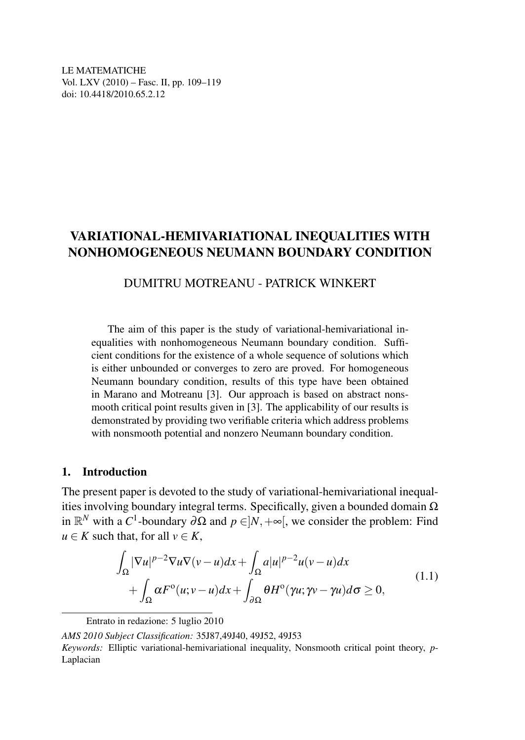LE MATEMATICHE
Vol. LXV (2010) – Fasc. II, pp. 109–119
doi: 10.4418/2010.65.2.12

# VARIATIONAL-HEMIVARIATIONAL INEQUALITIES WITH NONHOMOGENEOUS NEUMANN BOUNDARY CONDITION

DUMITRU MOTREANU - PATRICK WINKERT

The aim of this paper is the study of variational-hemivariational inequalities with nonhomogeneous Neumann boundary condition. Sufficient conditions for the existence of a whole sequence of solutions which is either unbounded or converges to zero are proved. For homogeneous Neumann boundary condition, results of this type have been obtained in Marano and Motreanu [3]. Our approach is based on abstract nonsmooth critical point results given in [3]. The applicability of our results is demonstrated by providing two verifiable criteria which address problems with nonsmooth potential and nonzero Neumann boundary condition.

## 1. Introduction

The present paper is devoted to the study of variational-hemivariational inequalities involving boundary integral terms. Specifically, given a bounded domain $\Omega$ in $\mathbb{R}^N$ with a $C^1$-boundary $\partial\Omega$ and $p \in ]N, +\infty[$, we consider the problem: Find $u \in K$ such that, for all $v \in K$,

$$\begin{aligned}\int_\Omega |\nabla u|^{p-2}\nabla u \nabla(v-u)dx + \int_\Omega a|u|^{p-2}u(v-u)dx \\ + \int_\Omega \alpha F^{\circ}(u; v-u)dx + \int_{\partial\Omega} \theta H^{\circ}(\gamma u; \gamma v - \gamma u)d\sigma \geq 0,\end{aligned} \tag{1.1}$$

Entrato in redazione: 5 luglio 2010

*AMS 2010 Subject Classification:* 35J87,49J40, 49J52, 49J53

*Keywords:* Elliptic variational-hemivariational inequality, Nonsmooth critical point theory, $p$-Laplacian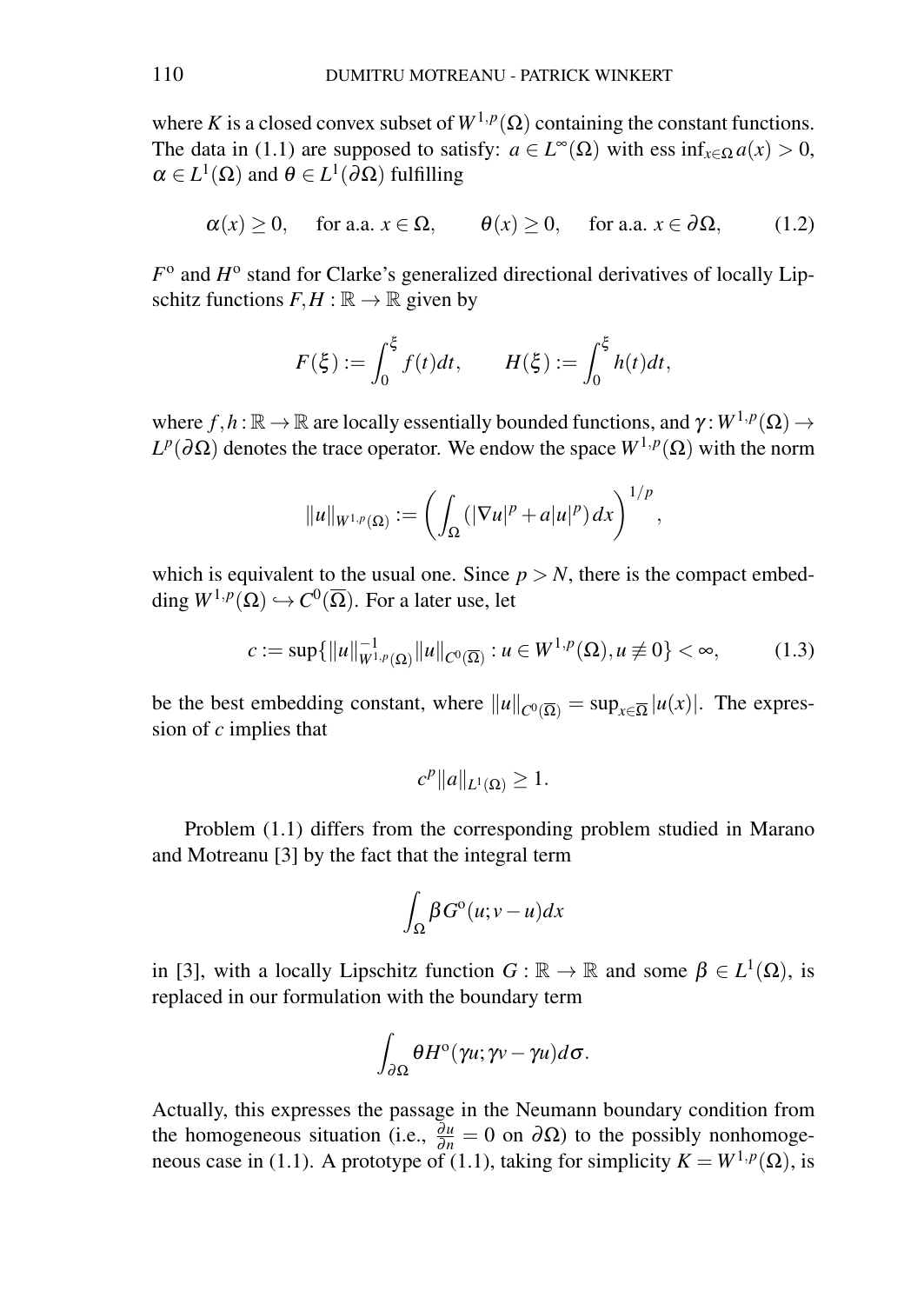where $K$ is a closed convex subset of $W^{1,p}(\Omega)$ containing the constant functions. The data in (1.1) are supposed to satisfy: $a \in L^\infty(\Omega)$ with $\operatorname{ess\,inf}_{x\in\Omega} a(x) > 0$, $\alpha \in L^1(\Omega)$ and $\theta \in L^1(\partial\Omega)$ fulfilling

$$\alpha(x) \geq 0, \quad \text{for a.a. } x \in \Omega, \qquad \theta(x) \geq 0, \quad \text{for a.a. } x \in \partial\Omega, \tag{1.2}$$

$F^{\text{o}}$ and $H^{\text{o}}$ stand for Clarke's generalized directional derivatives of locally Lipschitz functions $F, H : \mathbb{R} \to \mathbb{R}$ given by

$$F(\xi) := \int_0^\xi f(t)dt, \qquad H(\xi) := \int_0^\xi h(t)dt,$$

where $f, h : \mathbb{R} \to \mathbb{R}$ are locally essentially bounded functions, and $\gamma : W^{1,p}(\Omega) \to L^p(\partial\Omega)$ denotes the trace operator. We endow the space $W^{1,p}(\Omega)$ with the norm

$$\|u\|_{W^{1,p}(\Omega)} := \left( \int_\Omega (|\nabla u|^p + a|u|^p)\, dx \right)^{1/p},$$

which is equivalent to the usual one. Since $p > N$, there is the compact embedding $W^{1,p}(\Omega) \hookrightarrow C^0(\overline{\Omega})$. For a later use, let

$$c := \sup\{\|u\|_{W^{1,p}(\Omega)}^{-1} \|u\|_{C^0(\overline{\Omega})} : u \in W^{1,p}(\Omega), u \not\equiv 0\} < \infty, \tag{1.3}$$

be the best embedding constant, where $\|u\|_{C^0(\overline{\Omega})} = \sup_{x\in\overline{\Omega}} |u(x)|$. The expression of $c$ implies that

$$c^p \|a\|_{L^1(\Omega)} \geq 1.$$

Problem (1.1) differs from the corresponding problem studied in Marano and Motreanu [3] by the fact that the integral term

$$\int_\Omega \beta G^{\text{o}}(u; v-u)dx$$

in [3], with a locally Lipschitz function $G : \mathbb{R} \to \mathbb{R}$ and some $\beta \in L^1(\Omega)$, is replaced in our formulation with the boundary term

$$\int_{\partial\Omega} \theta H^{\text{o}}(\gamma u; \gamma v - \gamma u)d\sigma.$$

Actually, this expresses the passage in the Neumann boundary condition from the homogeneous situation (i.e., $\frac{\partial u}{\partial n} = 0$ on $\partial\Omega$) to the possibly nonhomogeneous case in (1.1). A prototype of (1.1), taking for simplicity $K = W^{1,p}(\Omega)$, is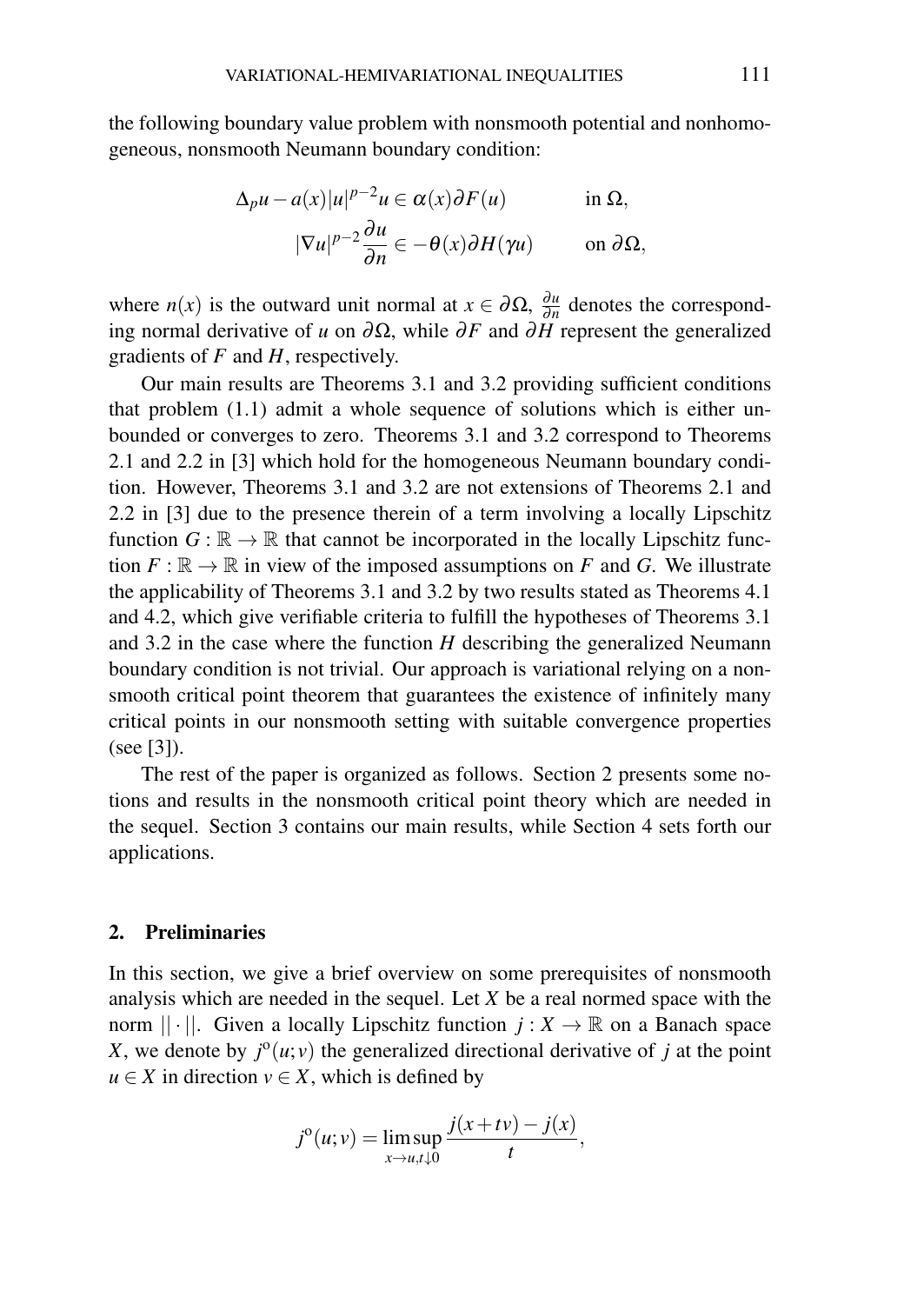the following boundary value problem with nonsmooth potential and nonhomogeneous, nonsmooth Neumann boundary condition:

$$
\begin{aligned}
\Delta_p u - a(x)|u|^{p-2}u &\in \alpha(x)\partial F(u) \qquad &\text{in } \Omega,\\
|\nabla u|^{p-2}\frac{\partial u}{\partial n} &\in -\theta(x)\partial H(\gamma u) \qquad &\text{on } \partial\Omega,
\end{aligned}
$$

where $n(x)$ is the outward unit normal at $x \in \partial\Omega$, $\frac{\partial u}{\partial n}$ denotes the corresponding normal derivative of $u$ on $\partial\Omega$, while $\partial F$ and $\partial H$ represent the generalized gradients of $F$ and $H$, respectively.

Our main results are Theorems 3.1 and 3.2 providing sufficient conditions that problem (1.1) admit a whole sequence of solutions which is either unbounded or converges to zero. Theorems 3.1 and 3.2 correspond to Theorems 2.1 and 2.2 in [3] which hold for the homogeneous Neumann boundary condition. However, Theorems 3.1 and 3.2 are not extensions of Theorems 2.1 and 2.2 in [3] due to the presence therein of a term involving a locally Lipschitz function $G : \mathbb{R} \to \mathbb{R}$ that cannot be incorporated in the locally Lipschitz function $F : \mathbb{R} \to \mathbb{R}$ in view of the imposed assumptions on $F$ and $G$. We illustrate the applicability of Theorems 3.1 and 3.2 by two results stated as Theorems 4.1 and 4.2, which give verifiable criteria to fulfill the hypotheses of Theorems 3.1 and 3.2 in the case where the function $H$ describing the generalized Neumann boundary condition is not trivial. Our approach is variational relying on a nonsmooth critical point theorem that guarantees the existence of infinitely many critical points in our nonsmooth setting with suitable convergence properties (see [3]).

The rest of the paper is organized as follows. Section 2 presents some notions and results in the nonsmooth critical point theory which are needed in the sequel. Section 3 contains our main results, while Section 4 sets forth our applications.

## 2. Preliminaries

In this section, we give a brief overview on some prerequisites of nonsmooth analysis which are needed in the sequel. Let $X$ be a real normed space with the norm $||\cdot||$. Given a locally Lipschitz function $j : X \to \mathbb{R}$ on a Banach space $X$, we denote by $j^{\circ}(u;v)$ the generalized directional derivative of $j$ at the point $u \in X$ in direction $v \in X$, which is defined by

$$
j^{\circ}(u;v) = \limsup_{x \to u, t \downarrow 0} \frac{j(x+tv) - j(x)}{t},
$$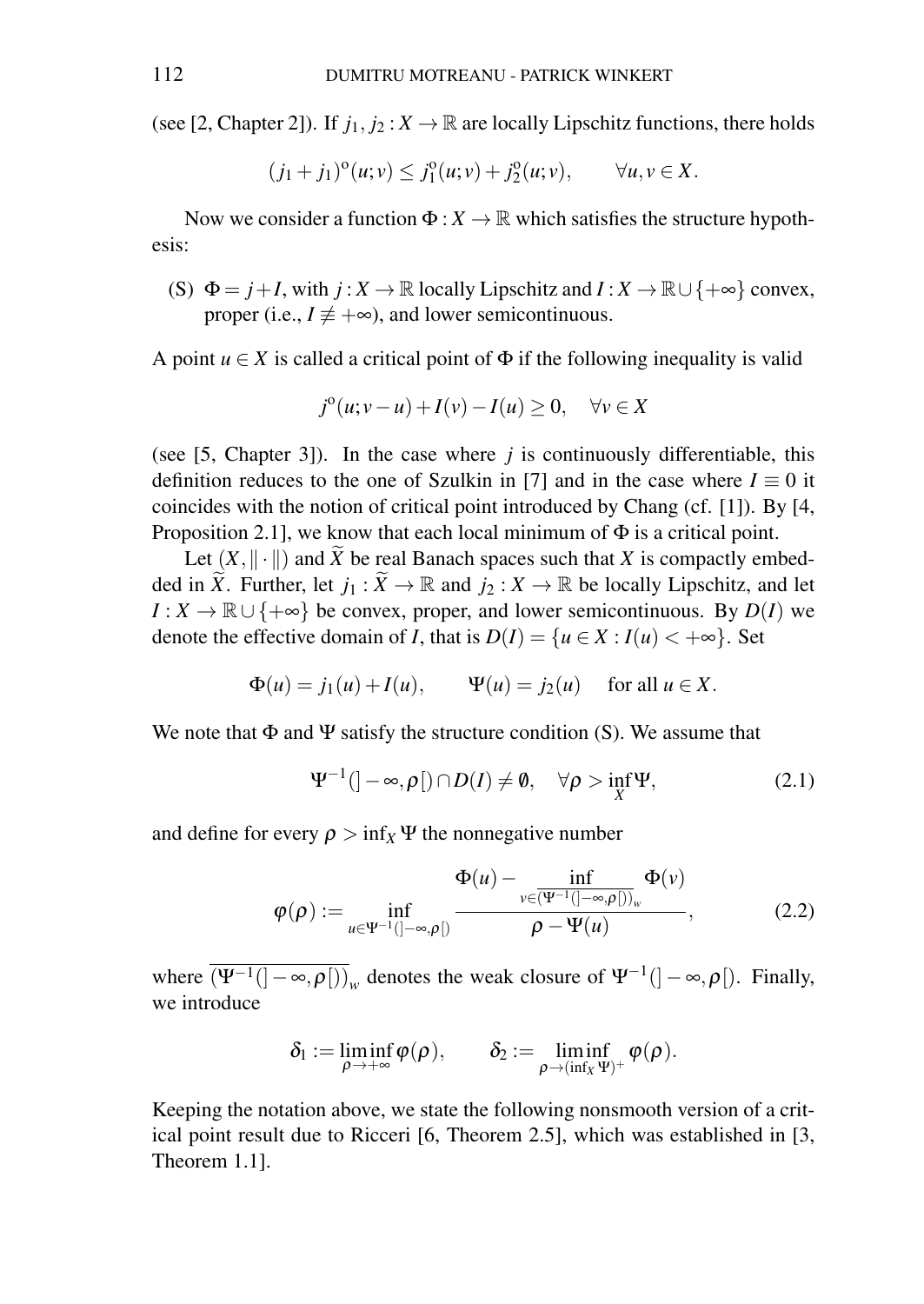(see [2, Chapter 2]). If $j_1, j_2 : X \to \mathbb{R}$ are locally Lipschitz functions, there holds

$$(j_1 + j_1)^{\mathrm{o}}(u; v) \leq j_1^{\mathrm{o}}(u; v) + j_2^{\mathrm{o}}(u; v), \qquad \forall u, v \in X.$$

Now we consider a function $\Phi : X \to \mathbb{R}$ which satisfies the structure hypothesis:

(S) $\Phi = j + I$, with $j : X \to \mathbb{R}$ locally Lipschitz and $I : X \to \mathbb{R} \cup \{+\infty\}$ convex, proper (i.e., $I \not\equiv +\infty$), and lower semicontinuous.

A point $u \in X$ is called a critical point of $\Phi$ if the following inequality is valid

$$j^{\mathrm{o}}(u; v - u) + I(v) - I(u) \geq 0, \quad \forall v \in X$$

(see [5, Chapter 3]). In the case where $j$ is continuously differentiable, this definition reduces to the one of Szulkin in [7] and in the case where $I \equiv 0$ it coincides with the notion of critical point introduced by Chang (cf. [1]). By [4, Proposition 2.1], we know that each local minimum of $\Phi$ is a critical point.

Let $(X, \|\cdot\|)$ and $\widetilde{X}$ be real Banach spaces such that $X$ is compactly embedded in $\widetilde{X}$. Further, let $j_1 : \widetilde{X} \to \mathbb{R}$ and $j_2 : X \to \mathbb{R}$ be locally Lipschitz, and let $I : X \to \mathbb{R} \cup \{+\infty\}$ be convex, proper, and lower semicontinuous. By $D(I)$ we denote the effective domain of $I$, that is $D(I) = \{u \in X : I(u) < +\infty\}$. Set

$$\Phi(u) = j_1(u) + I(u), \qquad \Psi(u) = j_2(u) \quad \text{ for all } u \in X.$$

We note that $\Phi$ and $\Psi$ satisfy the structure condition (S). We assume that

$$\Psi^{-1}(]-\infty, \rho[) \cap D(I) \neq \emptyset, \quad \forall \rho > \inf_X \Psi, \tag{2.1}$$

and define for every $\rho > \inf_X \Psi$ the nonnegative number

$$\varphi(\rho) := \inf_{u \in \Psi^{-1}(]-\infty,\rho[)} \frac{\Phi(u) - \inf_{v \in \overline{(\Psi^{-1}(]-\infty,\rho[))}_w} \Phi(v)}{\rho - \Psi(u)}, \tag{2.2}$$

where $\overline{(\Psi^{-1}(]-\infty,\rho[))}_w$ denotes the weak closure of $\Psi^{-1}(]-\infty,\rho[)$. Finally, we introduce

$$\delta_1 := \liminf_{\rho \to +\infty} \varphi(\rho), \qquad \delta_2 := \liminf_{\rho \to (\inf_X \Psi)^+} \varphi(\rho).$$

Keeping the notation above, we state the following nonsmooth version of a critical point result due to Ricceri [6, Theorem 2.5], which was established in [3, Theorem 1.1].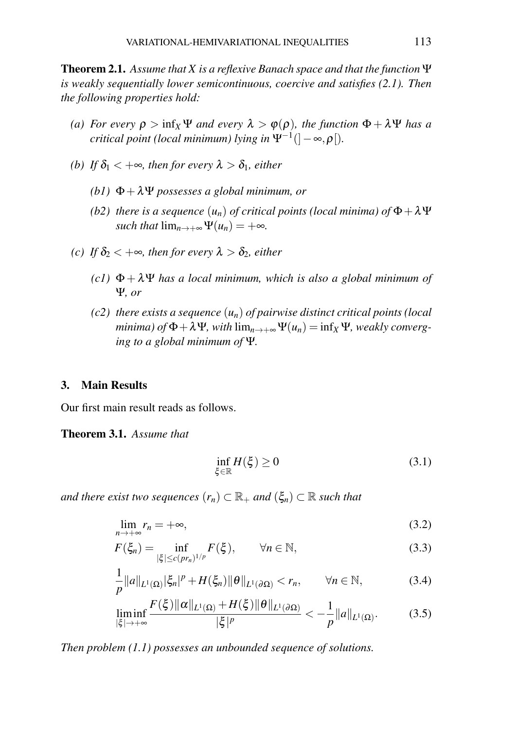**Theorem 2.1.** *Assume that $X$ is a reflexive Banach space and that the function $\Psi$ is weakly sequentially lower semicontinuous, coercive and satisfies (2.1). Then the following properties hold:*

- *(a) For every $\rho > \inf_X \Psi$ and every $\lambda > \varphi(\rho)$, the function $\Phi + \lambda\Psi$ has a critical point (local minimum) lying in $\Psi^{-1}(]-\infty, \rho[)$.*
- *(b) If $\delta_1 < +\infty$, then for every $\lambda > \delta_1$, either*
  - *(b1) $\Phi + \lambda\Psi$ possesses a global minimum, or*
  - *(b2) there is a sequence $(u_n)$ of critical points (local minima) of $\Phi + \lambda\Psi$ such that $\lim_{n\to+\infty} \Psi(u_n) = +\infty$.*
- *(c) If $\delta_2 < +\infty$, then for every $\lambda > \delta_2$, either*
  - *(c1) $\Phi + \lambda\Psi$ has a local minimum, which is also a global minimum of $\Psi$, or*
  - *(c2) there exists a sequence $(u_n)$ of pairwise distinct critical points (local minima) of $\Phi + \lambda\Psi$, with $\lim_{n\to+\infty} \Psi(u_n) = \inf_X \Psi$, weakly converging to a global minimum of $\Psi$.*

## 3. Main Results

Our first main result reads as follows.

**Theorem 3.1.** *Assume that*

$$\inf_{\xi\in\mathbb{R}} H(\xi) \geq 0 \tag{3.1}$$

*and there exist two sequences $(r_n) \subset \mathbb{R}_+$ and $(\xi_n) \subset \mathbb{R}$ such that*

$$\lim_{n\to+\infty} r_n = +\infty, \tag{3.2}$$

$$F(\xi_n) = \inf_{|\xi|\leq c(pr_n)^{1/p}} F(\xi), \qquad \forall n \in \mathbb{N}, \tag{3.3}$$

$$\frac{1}{p}\|a\|_{L^1(\Omega)}|\xi_n|^p + H(\xi_n)\|\theta\|_{L^1(\partial\Omega)} < r_n, \qquad \forall n \in \mathbb{N}, \tag{3.4}$$

$$\liminf_{|\xi|\to+\infty} \frac{F(\xi)\|\alpha\|_{L^1(\Omega)} + H(\xi)\|\theta\|_{L^1(\partial\Omega)}}{|\xi|^p} < -\frac{1}{p}\|a\|_{L^1(\Omega)}. \tag{3.5}$$

*Then problem (1.1) possesses an unbounded sequence of solutions.*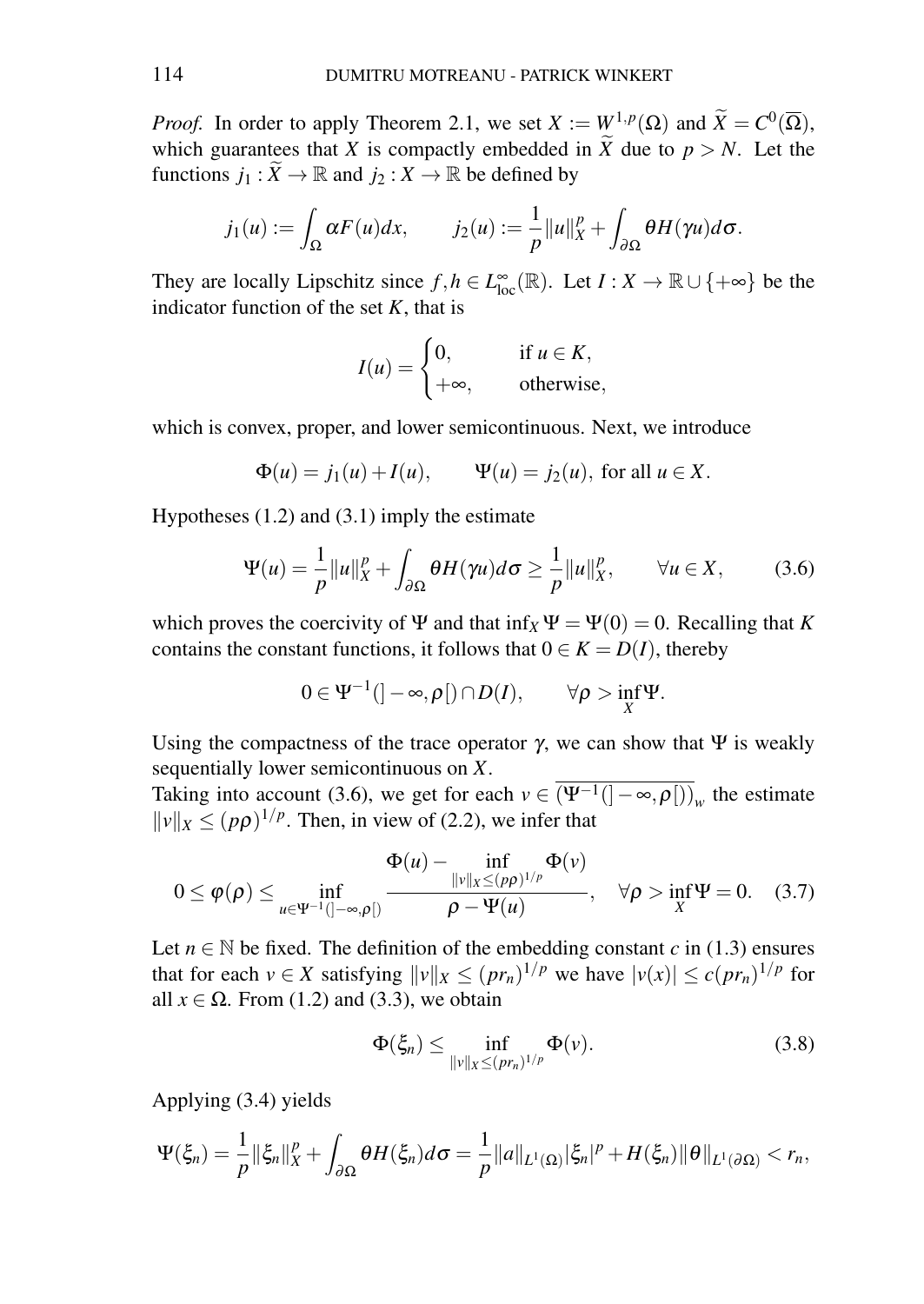*Proof.* In order to apply Theorem 2.1, we set $X := W^{1,p}(\Omega)$ and $\widetilde{X} = C^0(\overline{\Omega})$, which guarantees that $X$ is compactly embedded in $\widetilde{X}$ due to $p > N$. Let the functions $j_1 : \widetilde{X} \to \mathbb{R}$ and $j_2 : X \to \mathbb{R}$ be defined by

$$j_1(u) := \int_\Omega \alpha F(u)dx, \qquad j_2(u) := \frac{1}{p}\|u\|_X^p + \int_{\partial\Omega} \theta H(\gamma u)d\sigma.$$

They are locally Lipschitz since $f, h \in L^\infty_{\text{loc}}(\mathbb{R})$. Let $I : X \to \mathbb{R} \cup \{+\infty\}$ be the indicator function of the set $K$, that is

$$I(u) = \begin{cases} 0, & \text{if } u \in K, \\ +\infty, & \text{otherwise,} \end{cases}$$

which is convex, proper, and lower semicontinuous. Next, we introduce

$$\Phi(u) = j_1(u) + I(u), \qquad \Psi(u) = j_2(u), \text{ for all } u \in X.$$

Hypotheses (1.2) and (3.1) imply the estimate

$$\Psi(u) = \frac{1}{p}\|u\|_X^p + \int_{\partial\Omega} \theta H(\gamma u)d\sigma \geq \frac{1}{p}\|u\|_X^p, \qquad \forall u \in X, \tag{3.6}$$

which proves the coercivity of $\Psi$ and that $\inf_X \Psi = \Psi(0) = 0$. Recalling that $K$ contains the constant functions, it follows that $0 \in K = D(I)$, thereby

$$0 \in \Psi^{-1}(]-\infty, \rho[) \cap D(I), \qquad \forall \rho > \inf_X \Psi.$$

Using the compactness of the trace operator $\gamma$, we can show that $\Psi$ is weakly sequentially lower semicontinuous on $X$.

Taking into account (3.6), we get for each $v \in \overline{(\Psi^{-1}(]-\infty, \rho[))}_w$ the estimate $\|v\|_X \leq (p\rho)^{1/p}$. Then, in view of (2.2), we infer that

$$0 \leq \varphi(\rho) \leq \inf_{u \in \Psi^{-1}(]-\infty,\rho[)} \frac{\Phi(u) - \inf\limits_{\|v\|_X \leq (p\rho)^{1/p}} \Phi(v)}{\rho - \Psi(u)}, \quad \forall \rho > \inf_X \Psi = 0. \tag{3.7}$$

Let $n \in \mathbb{N}$ be fixed. The definition of the embedding constant $c$ in (1.3) ensures that for each $v \in X$ satisfying $\|v\|_X \leq (pr_n)^{1/p}$ we have $|v(x)| \leq c(pr_n)^{1/p}$ for all $x \in \Omega$. From (1.2) and (3.3), we obtain

$$\Phi(\xi_n) \leq \inf_{\|v\|_X \leq (pr_n)^{1/p}} \Phi(v). \tag{3.8}$$

Applying (3.4) yields

$$\Psi(\xi_n) = \frac{1}{p}\|\xi_n\|_X^p + \int_{\partial\Omega} \theta H(\xi_n)d\sigma = \frac{1}{p}\|a\|_{L^1(\Omega)}|\xi_n|^p + H(\xi_n)\|\theta\|_{L^1(\partial\Omega)} < r_n,$$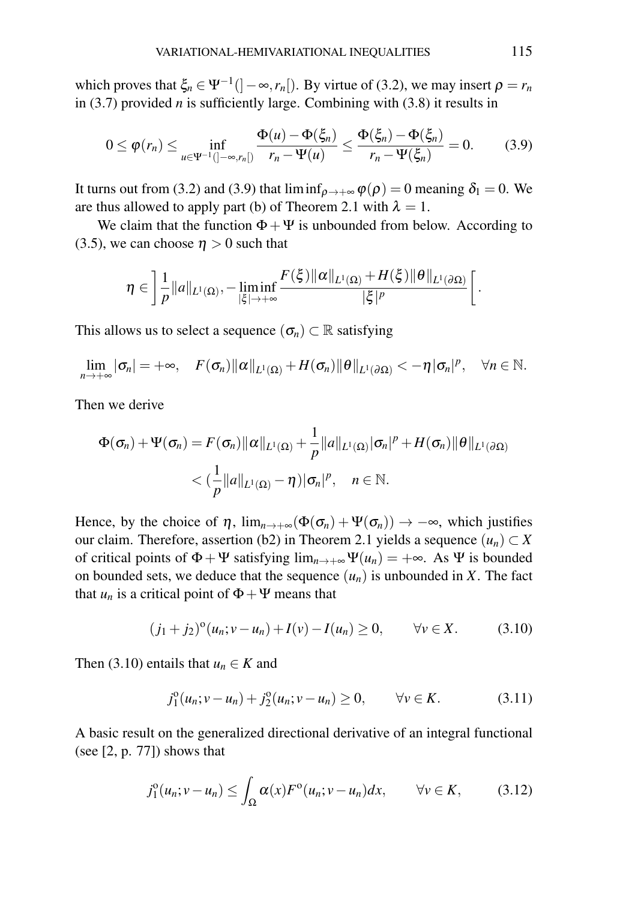which proves that $\xi_n \in \Psi^{-1}(]-\infty, r_n[)$. By virtue of (3.2), we may insert $\rho = r_n$ in (3.7) provided $n$ is sufficiently large. Combining with (3.8) it results in

$$0 \leq \varphi(r_n) \leq \inf_{u \in \Psi^{-1}(]-\infty, r_n[)} \frac{\Phi(u) - \Phi(\xi_n)}{r_n - \Psi(u)} \leq \frac{\Phi(\xi_n) - \Phi(\xi_n)}{r_n - \Psi(\xi_n)} = 0. \tag{3.9}$$

It turns out from (3.2) and (3.9) that $\liminf_{\rho \to +\infty} \varphi(\rho) = 0$ meaning $\delta_1 = 0$. We are thus allowed to apply part (b) of Theorem 2.1 with $\lambda = 1$.

We claim that the function $\Phi + \Psi$ is unbounded from below. According to (3.5), we can choose $\eta > 0$ such that

$$\eta \in \left] \frac{1}{p} \|a\|_{L^1(\Omega)}, -\liminf_{|\xi| \to +\infty} \frac{F(\xi)\|\alpha\|_{L^1(\Omega)} + H(\xi)\|\theta\|_{L^1(\partial\Omega)}}{|\xi|^p} \right[.$$

This allows us to select a sequence $(\sigma_n) \subset \mathbb{R}$ satisfying

$$\lim_{n \to +\infty} |\sigma_n| = +\infty, \quad F(\sigma_n)\|\alpha\|_{L^1(\Omega)} + H(\sigma_n)\|\theta\|_{L^1(\partial\Omega)} < -\eta|\sigma_n|^p, \quad \forall n \in \mathbb{N}.$$

Then we derive

$$\begin{aligned} \Phi(\sigma_n) + \Psi(\sigma_n) &= F(\sigma_n)\|\alpha\|_{L^1(\Omega)} + \frac{1}{p}\|a\|_{L^1(\Omega)}|\sigma_n|^p + H(\sigma_n)\|\theta\|_{L^1(\partial\Omega)} \\ &< (\frac{1}{p}\|a\|_{L^1(\Omega)} - \eta)|\sigma_n|^p, \quad n \in \mathbb{N}. \end{aligned}$$

Hence, by the choice of $\eta$, $\lim_{n \to +\infty}(\Phi(\sigma_n) + \Psi(\sigma_n)) \to -\infty$, which justifies our claim. Therefore, assertion (b2) in Theorem 2.1 yields a sequence $(u_n) \subset X$ of critical points of $\Phi + \Psi$ satisfying $\lim_{n \to +\infty} \Psi(u_n) = +\infty$. As $\Psi$ is bounded on bounded sets, we deduce that the sequence $(u_n)$ is unbounded in $X$. The fact that $u_n$ is a critical point of $\Phi + \Psi$ means that

$$(j_1 + j_2)^{\circ}(u_n; v - u_n) + I(v) - I(u_n) \geq 0, \qquad \forall v \in X. \tag{3.10}$$

Then (3.10) entails that $u_n \in K$ and

$$j_1^{\circ}(u_n; v - u_n) + j_2^{\circ}(u_n; v - u_n) \geq 0, \qquad \forall v \in K. \tag{3.11}$$

A basic result on the generalized directional derivative of an integral functional (see [2, p. 77]) shows that

$$j_1^{\circ}(u_n; v - u_n) \leq \int_{\Omega} \alpha(x) F^{\circ}(u_n; v - u_n) dx, \qquad \forall v \in K, \tag{3.12}$$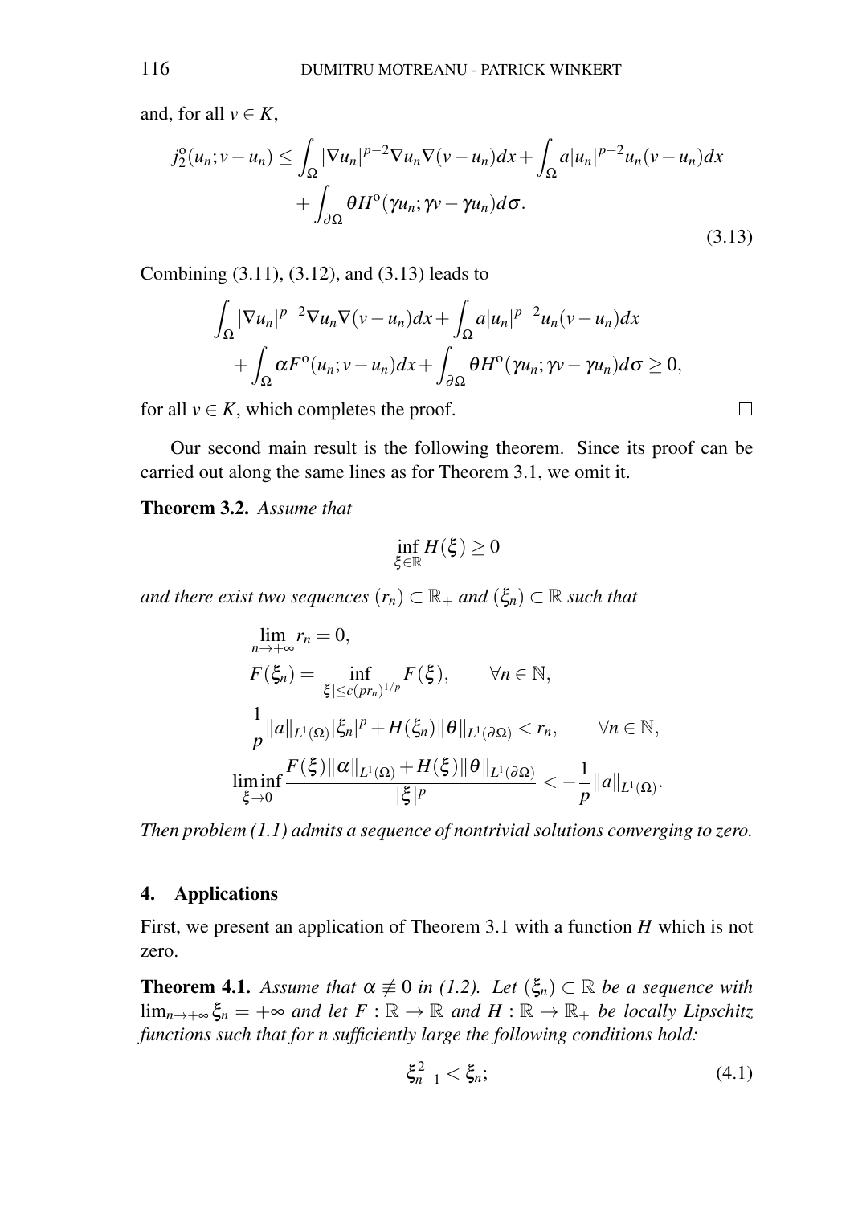and, for all $v \in K$,

$$
\begin{aligned}
j_2^{\mathrm{o}}(u_n; v-u_n) \leq & \int_\Omega |\nabla u_n|^{p-2} \nabla u_n \nabla (v-u_n) dx + \int_\Omega a |u_n|^{p-2} u_n (v-u_n) dx \\
& + \int_{\partial\Omega} \theta H^{\mathrm{o}}(\gamma u_n; \gamma v - \gamma u_n) d\sigma.
\end{aligned}
\tag{3.13}
$$

Combining (3.11), (3.12), and (3.13) leads to

$$
\begin{aligned}
& \int_\Omega |\nabla u_n|^{p-2} \nabla u_n \nabla (v-u_n) dx + \int_\Omega a |u_n|^{p-2} u_n (v-u_n) dx \\
& + \int_\Omega \alpha F^{\mathrm{o}}(u_n; v-u_n) dx + \int_{\partial\Omega} \theta H^{\mathrm{o}}(\gamma u_n; \gamma v - \gamma u_n) d\sigma \geq 0,
\end{aligned}
$$

for all $v \in K$, which completes the proof. □

Our second main result is the following theorem. Since its proof can be carried out along the same lines as for Theorem 3.1, we omit it.

**Theorem 3.2.** *Assume that*

$$
\inf_{\xi \in \mathbb{R}} H(\xi) \geq 0
$$

*and there exist two sequences $(r_n) \subset \mathbb{R}_+$ and $(\xi_n) \subset \mathbb{R}$ such that*

$$
\begin{aligned}
& \lim_{n \to +\infty} r_n = 0, \\
& F(\xi_n) = \inf_{|\xi| \leq c(pr_n)^{1/p}} F(\xi), \qquad \forall n \in \mathbb{N}, \\
& \frac{1}{p} \|a\|_{L^1(\Omega)} |\xi_n|^p + H(\xi_n) \|\theta\|_{L^1(\partial\Omega)} < r_n, \qquad \forall n \in \mathbb{N}, \\
& \liminf_{\xi \to 0} \frac{F(\xi) \|\alpha\|_{L^1(\Omega)} + H(\xi) \|\theta\|_{L^1(\partial\Omega)}}{|\xi|^p} < -\frac{1}{p} \|a\|_{L^1(\Omega)}.
\end{aligned}
$$

*Then problem (1.1) admits a sequence of nontrivial solutions converging to zero.*

## 4. Applications

First, we present an application of Theorem 3.1 with a function $H$ which is not zero.

**Theorem 4.1.** *Assume that $\alpha \not\equiv 0$ in (1.2). Let $(\xi_n) \subset \mathbb{R}$ be a sequence with $\lim_{n \to +\infty} \xi_n = +\infty$ and let $F : \mathbb{R} \to \mathbb{R}$ and $H : \mathbb{R} \to \mathbb{R}_+$ be locally Lipschitz functions such that for n sufficiently large the following conditions hold:*

$$
\xi_{n-1}^2 < \xi_n; \tag{4.1}
$$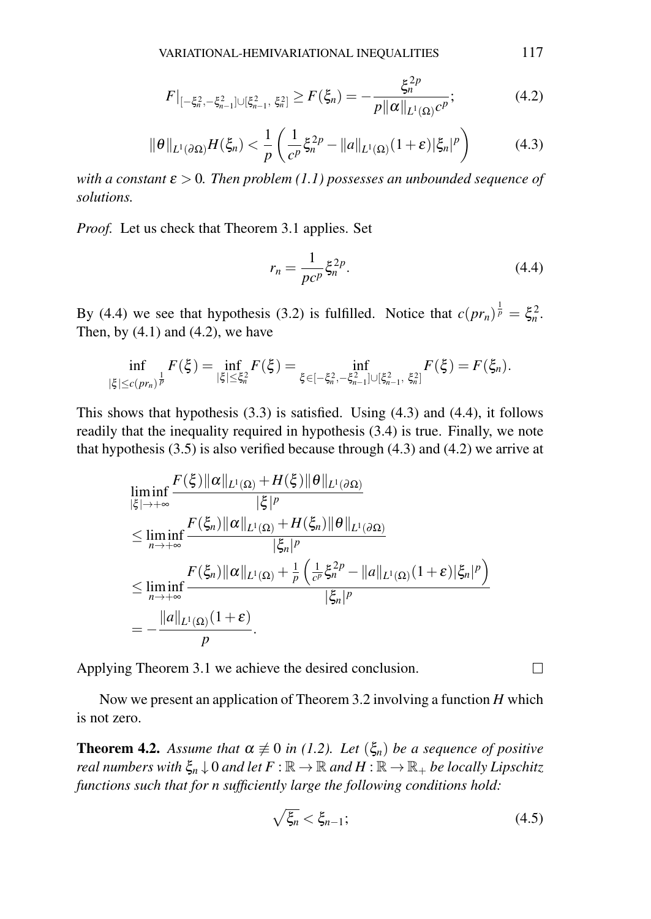$$F|_{[-\xi_n^2, -\xi_{n-1}^2] \cup [\xi_{n-1}^2, \, \xi_n^2]} \geq F(\xi_n) = -\frac{\xi_n^{2p}}{p\|\alpha\|_{L^1(\Omega)} c^p}; \tag{4.2}$$

$$\|\theta\|_{L^1(\partial\Omega)} H(\xi_n) < \frac{1}{p}\left(\frac{1}{c^p}\xi_n^{2p} - \|a\|_{L^1(\Omega)}(1+\varepsilon)|\xi_n|^p\right) \tag{4.3}$$

*with a constant $\varepsilon > 0$. Then problem (1.1) possesses an unbounded sequence of solutions.*

*Proof.* Let us check that Theorem 3.1 applies. Set

$$r_n = \frac{1}{pc^p}\xi_n^{2p}. \tag{4.4}$$

By (4.4) we see that hypothesis (3.2) is fulfilled. Notice that $c(pr_n)^{\frac{1}{p}} = \xi_n^2$. Then, by (4.1) and (4.2), we have

$$\inf_{|\xi| \leq c(pr_n)^{\frac{1}{p}}} F(\xi) = \inf_{|\xi| \leq \xi_n^2} F(\xi) = \inf_{\xi \in [-\xi_n^2, -\xi_{n-1}^2] \cup [\xi_{n-1}^2, \, \xi_n^2]} F(\xi) = F(\xi_n).$$

This shows that hypothesis (3.3) is satisfied. Using (4.3) and (4.4), it follows readily that the inequality required in hypothesis (3.4) is true. Finally, we note that hypothesis (3.5) is also verified because through (4.3) and (4.2) we arrive at

$$\begin{aligned}
&\liminf_{|\xi| \to +\infty} \frac{F(\xi)\|\alpha\|_{L^1(\Omega)} + H(\xi)\|\theta\|_{L^1(\partial\Omega)}}{|\xi|^p} \\
&\leq \liminf_{n \to +\infty} \frac{F(\xi_n)\|\alpha\|_{L^1(\Omega)} + H(\xi_n)\|\theta\|_{L^1(\partial\Omega)}}{|\xi_n|^p} \\
&\leq \liminf_{n \to +\infty} \frac{F(\xi_n)\|\alpha\|_{L^1(\Omega)} + \frac{1}{p}\left(\frac{1}{c^p}\xi_n^{2p} - \|a\|_{L^1(\Omega)}(1+\varepsilon)|\xi_n|^p\right)}{|\xi_n|^p} \\
&= -\frac{\|a\|_{L^1(\Omega)}(1+\varepsilon)}{p}.
\end{aligned}$$

Applying Theorem 3.1 we achieve the desired conclusion. $\square$

Now we present an application of Theorem 3.2 involving a function $H$ which is not zero.

**Theorem 4.2.** *Assume that $\alpha \not\equiv 0$ in (1.2). Let $(\xi_n)$ be a sequence of positive real numbers with $\xi_n \downarrow 0$ and let $F : \mathbb{R} \to \mathbb{R}$ and $H : \mathbb{R} \to \mathbb{R}_+$ be locally Lipschitz functions such that for $n$ sufficiently large the following conditions hold:*

$$\sqrt{\xi_n} < \xi_{n-1}; \tag{4.5}$$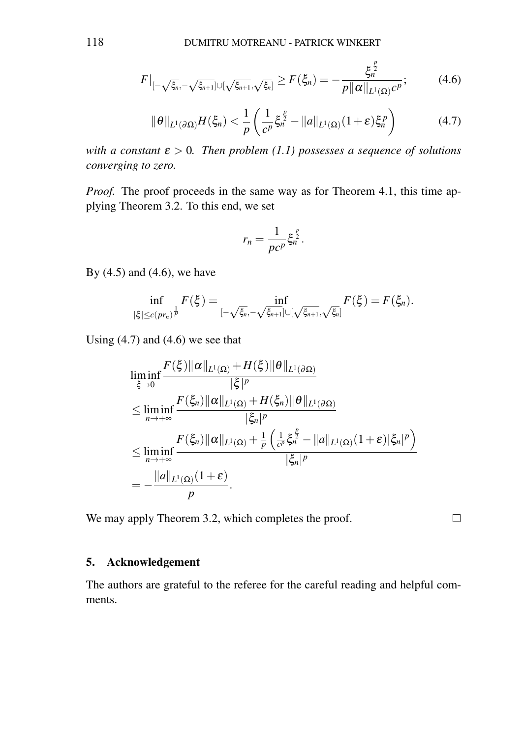$$F|_{[-\sqrt{\xi_n},-\sqrt{\xi_{n+1}}]\cup[\sqrt{\xi_{n+1}},\sqrt{\xi_n}]} \geq F(\xi_n) = -\frac{\xi_n^{\frac{p}{2}}}{p\|\alpha\|_{L^1(\Omega)}c^p}; \tag{4.6}$$

$$\|\theta\|_{L^1(\partial\Omega)} H(\xi_n) < \frac{1}{p}\left(\frac{1}{c^p}\xi_n^{\frac{p}{2}} - \|a\|_{L^1(\Omega)}(1+\varepsilon)\xi_n^p\right) \tag{4.7}$$

*with a constant $\varepsilon > 0$. Then problem (1.1) possesses a sequence of solutions converging to zero.*

*Proof.* The proof proceeds in the same way as for Theorem 4.1, this time applying Theorem 3.2. To this end, we set

$$r_n = \frac{1}{pc^p}\xi_n^{\frac{p}{2}}.$$

By (4.5) and (4.6), we have

$$\inf_{|\xi| \leq c(pr_n)^{\frac{1}{p}}} F(\xi) = \inf_{[-\sqrt{\xi_n},-\sqrt{\xi_{n+1}}]\cup[\sqrt{\xi_{n+1}},\sqrt{\xi_n}]} F(\xi) = F(\xi_n).$$

Using (4.7) and (4.6) we see that

$$\begin{aligned}
&\liminf_{\xi\to 0} \frac{F(\xi)\|\alpha\|_{L^1(\Omega)} + H(\xi)\|\theta\|_{L^1(\partial\Omega)}}{|\xi|^p} \\
&\leq \liminf_{n\to+\infty} \frac{F(\xi_n)\|\alpha\|_{L^1(\Omega)} + H(\xi_n)\|\theta\|_{L^1(\partial\Omega)}}{|\xi_n|^p} \\
&\leq \liminf_{n\to+\infty} \frac{F(\xi_n)\|\alpha\|_{L^1(\Omega)} + \frac{1}{p}\left(\frac{1}{c^p}\xi_n^{\frac{p}{2}} - \|a\|_{L^1(\Omega)}(1+\varepsilon)|\xi_n|^p\right)}{|\xi_n|^p} \\
&= -\frac{\|a\|_{L^1(\Omega)}(1+\varepsilon)}{p}.
\end{aligned}$$

We may apply Theorem 3.2, which completes the proof. □

## 5. Acknowledgement

The authors are grateful to the referee for the careful reading and helpful comments.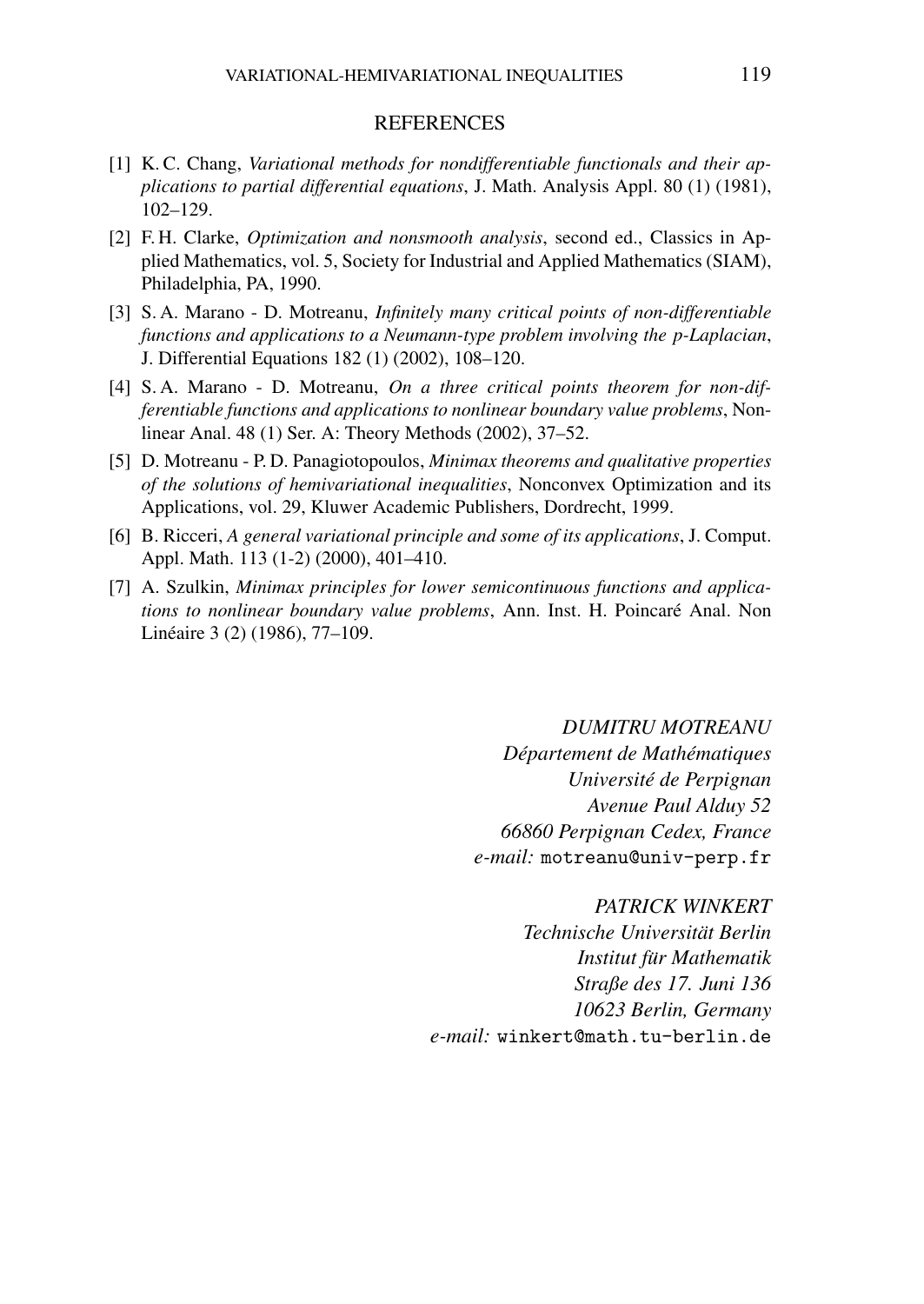## REFERENCES

[1] K. C. Chang, *Variational methods for nondifferentiable functionals and their applications to partial differential equations*, J. Math. Analysis Appl. 80 (1) (1981), 102–129.

[2] F. H. Clarke, *Optimization and nonsmooth analysis*, second ed., Classics in Applied Mathematics, vol. 5, Society for Industrial and Applied Mathematics (SIAM), Philadelphia, PA, 1990.

[3] S. A. Marano - D. Motreanu, *Infinitely many critical points of non-differentiable functions and applications to a Neumann-type problem involving the p-Laplacian*, J. Differential Equations 182 (1) (2002), 108–120.

[4] S. A. Marano - D. Motreanu, *On a three critical points theorem for non-differentiable functions and applications to nonlinear boundary value problems*, Nonlinear Anal. 48 (1) Ser. A: Theory Methods (2002), 37–52.

[5] D. Motreanu - P. D. Panagiotopoulos, *Minimax theorems and qualitative properties of the solutions of hemivariational inequalities*, Nonconvex Optimization and its Applications, vol. 29, Kluwer Academic Publishers, Dordrecht, 1999.

[6] B. Ricceri, *A general variational principle and some of its applications*, J. Comput. Appl. Math. 113 (1-2) (2000), 401–410.

[7] A. Szulkin, *Minimax principles for lower semicontinuous functions and applications to nonlinear boundary value problems*, Ann. Inst. H. Poincaré Anal. Non Linéaire 3 (2) (1986), 77–109.

*DUMITRU MOTREANU*
*Département de Mathématiques*
*Université de Perpignan*
*Avenue Paul Alduy 52*
*66860 Perpignan Cedex, France*
*e-mail:* motreanu@univ-perp.fr

*PATRICK WINKERT*
*Technische Universität Berlin*
*Institut für Mathematik*
*Straße des 17. Juni 136*
*10623 Berlin, Germany*
*e-mail:* winkert@math.tu-berlin.de